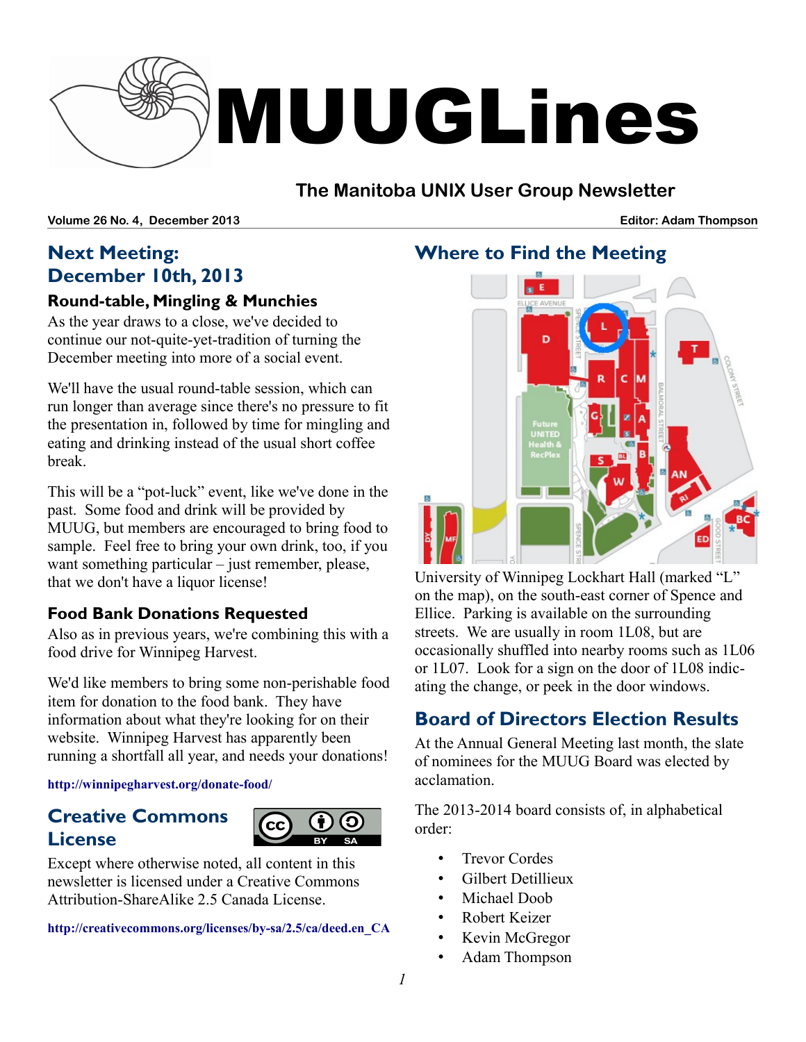# MUUGLines

## The Manitoba UNIX User Group Newsletter

**Volume 26 No. 4, December 2013** **Editor: Adam Thompson**

## Next Meeting: December 10th, 2013

### Round-table, Mingling & Munchies

As the year draws to a close, we've decided to continue our not-quite-yet-tradition of turning the December meeting into more of a social event.

We'll have the usual round-table session, which can run longer than average since there's no pressure to fit the presentation in, followed by time for mingling and eating and drinking instead of the usual short coffee break.

This will be a "pot-luck" event, like we've done in the past. Some food and drink will be provided by MUUG, but members are encouraged to bring food to sample. Feel free to bring your own drink, too, if you want something particular – just remember, please, that we don't have a liquor license!

### Food Bank Donations Requested

Also as in previous years, we're combining this with a food drive for Winnipeg Harvest.

We'd like members to bring some non-perishable food item for donation to the food bank. They have information about what they're looking for on their website. Winnipeg Harvest has apparently been running a shortfall all year, and needs your donations!

**http://winnipegharvest.org/donate-food/**

## Creative Commons License

Except where otherwise noted, all content in this newsletter is licensed under a Creative Commons Attribution-ShareAlike 2.5 Canada License.

**http://creativecommons.org/licenses/by-sa/2.5/ca/deed.en_CA**

## Where to Find the Meeting

University of Winnipeg Lockhart Hall (marked "L" on the map), on the south-east corner of Spence and Ellice. Parking is available on the surrounding streets. We are usually in room 1L08, but are occasionally shuffled into nearby rooms such as 1L06 or 1L07. Look for a sign on the door of 1L08 indicating the change, or peek in the door windows.

## Board of Directors Election Results

At the Annual General Meeting last month, the slate of nominees for the MUUG Board was elected by acclamation.

The 2013-2014 board consists of, in alphabetical order:

- Trevor Cordes
- Gilbert Detillieux
- Michael Doob
- Robert Keizer
- Kevin McGregor
- Adam Thompson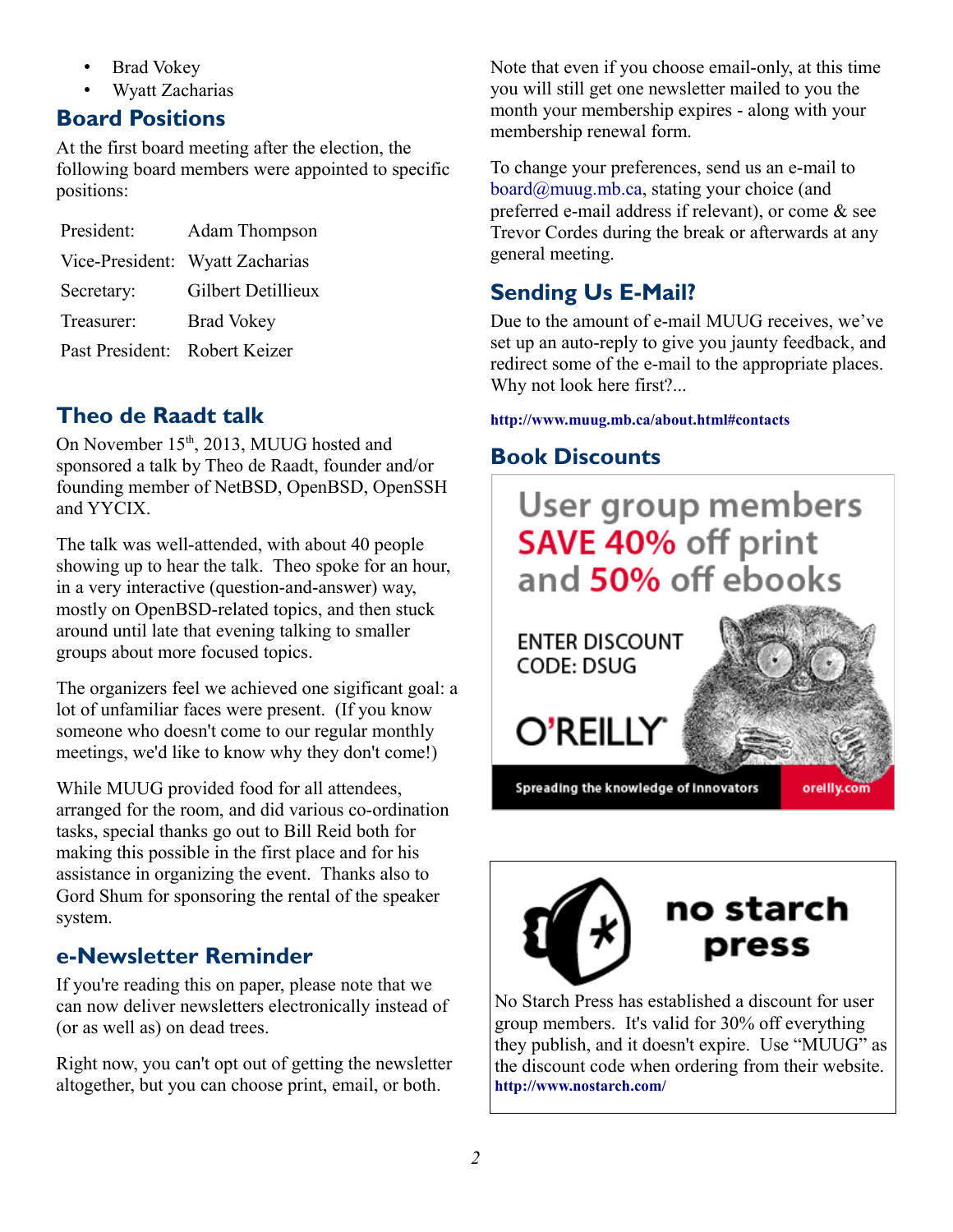- Brad Vokey
- Wyatt Zacharias

## Board Positions

At the first board meeting after the election, the following board members were appointed to specific positions:

| | |
|---|---|
| President: | Adam Thompson |
| Vice-President: | Wyatt Zacharias |
| Secretary: | Gilbert Detillieux |
| Treasurer: | Brad Vokey |
| Past President: | Robert Keizer |

## Theo de Raadt talk

On November 15th, 2013, MUUG hosted and sponsored a talk by Theo de Raadt, founder and/or founding member of NetBSD, OpenBSD, OpenSSH and YYCIX.

The talk was well-attended, with about 40 people showing up to hear the talk. Theo spoke for an hour, in a very interactive (question-and-answer) way, mostly on OpenBSD-related topics, and then stuck around until late that evening talking to smaller groups about more focused topics.

The organizers feel we achieved one sigificant goal: a lot of unfamiliar faces were present. (If you know someone who doesn't come to our regular monthly meetings, we'd like to know why they don't come!)

While MUUG provided food for all attendees, arranged for the room, and did various co-ordination tasks, special thanks go out to Bill Reid both for making this possible in the first place and for his assistance in organizing the event. Thanks also to Gord Shum for sponsoring the rental of the speaker system.

## e-Newsletter Reminder

If you're reading this on paper, please note that we can now deliver newsletters electronically instead of (or as well as) on dead trees.

Right now, you can't opt out of getting the newsletter altogether, but you can choose print, email, or both.

Note that even if you choose email-only, at this time you will still get one newsletter mailed to you the month your membership expires - along with your membership renewal form.

To change your preferences, send us an e-mail to board@muug.mb.ca, stating your choice (and preferred e-mail address if relevant), or come & see Trevor Cordes during the break or afterwards at any general meeting.

## Sending Us E-Mail?

Due to the amount of e-mail MUUG receives, we've set up an auto-reply to give you jaunty feedback, and redirect some of the e-mail to the appropriate places. Why not look here first?...

**http://www.muug.mb.ca/about.html#contacts**

## Book Discounts

User group members **SAVE 40%** off print and **50%** off ebooks

ENTER DISCOUNT CODE: DSUG

O'REILLY

Spreading the knowledge of innovators — oreilly.com

**no starch press**

No Starch Press has established a discount for user group members. It's valid for 30% off everything they publish, and it doesn't expire. Use "MUUG" as the discount code when ordering from their website.
**http://www.nostarch.com/**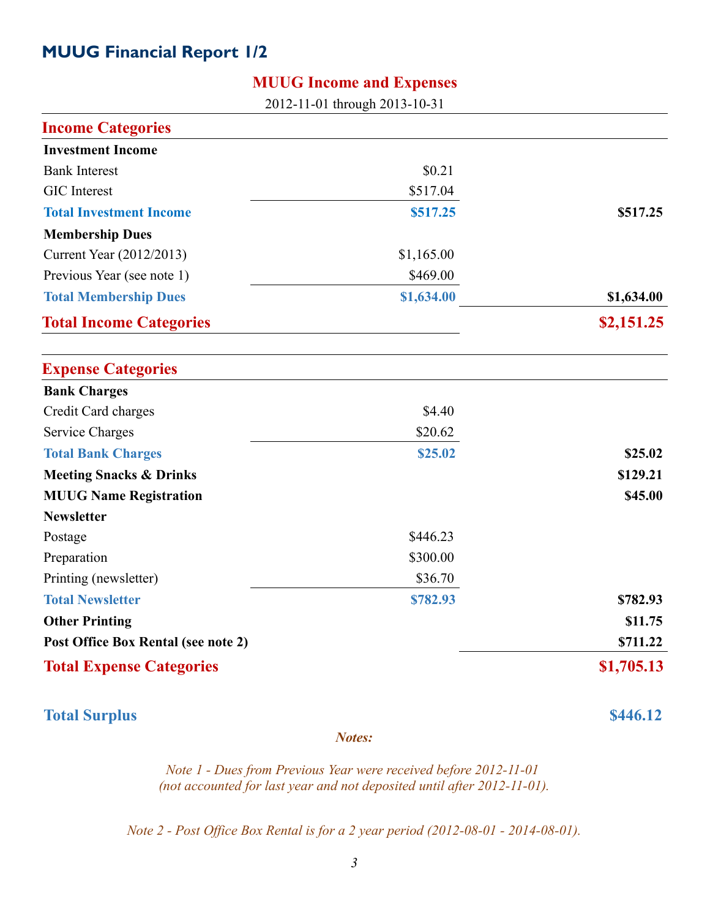## MUUG Financial Report 1/2

### MUUG Income and Expenses

2012-11-01 through 2013-10-31

| Income Categories | | |
|---|---|---|
| **Investment Income** | | |
| Bank Interest | $0.21 | |
| GIC Interest | $517.04 | |
| **Total Investment Income** | **$517.25** | **$517.25** |
| **Membership Dues** | | |
| Current Year (2012/2013) | $1,165.00 | |
| Previous Year (see note 1) | $469.00 | |
| **Total Membership Dues** | **$1,634.00** | **$1,634.00** |
| **Total Income Categories** | | **$2,151.25** |

| Expense Categories | | |
|---|---|---|
| **Bank Charges** | | |
| Credit Card charges | $4.40 | |
| Service Charges | $20.62 | |
| **Total Bank Charges** | **$25.02** | **$25.02** |
| **Meeting Snacks & Drinks** | | **$129.21** |
| **MUUG Name Registration** | | **$45.00** |
| **Newsletter** | | |
| Postage | $446.23 | |
| Preparation | $300.00 | |
| Printing (newsletter) | $36.70 | |
| **Total Newsletter** | **$782.93** | **$782.93** |
| **Other Printing** | | **$11.75** |
| **Post Office Box Rental (see note 2)** | | **$711.22** |
| **Total Expense Categories** | | **$1,705.13** |

| | |
|---|---|
| **Total Surplus** | **$446.12** |

***Notes:***

*Note 1 - Dues from Previous Year were received before 2012-11-01 (not accounted for last year and not deposited until after 2012-11-01).*

*Note 2 - Post Office Box Rental is for a 2 year period (2012-08-01 - 2014-08-01).*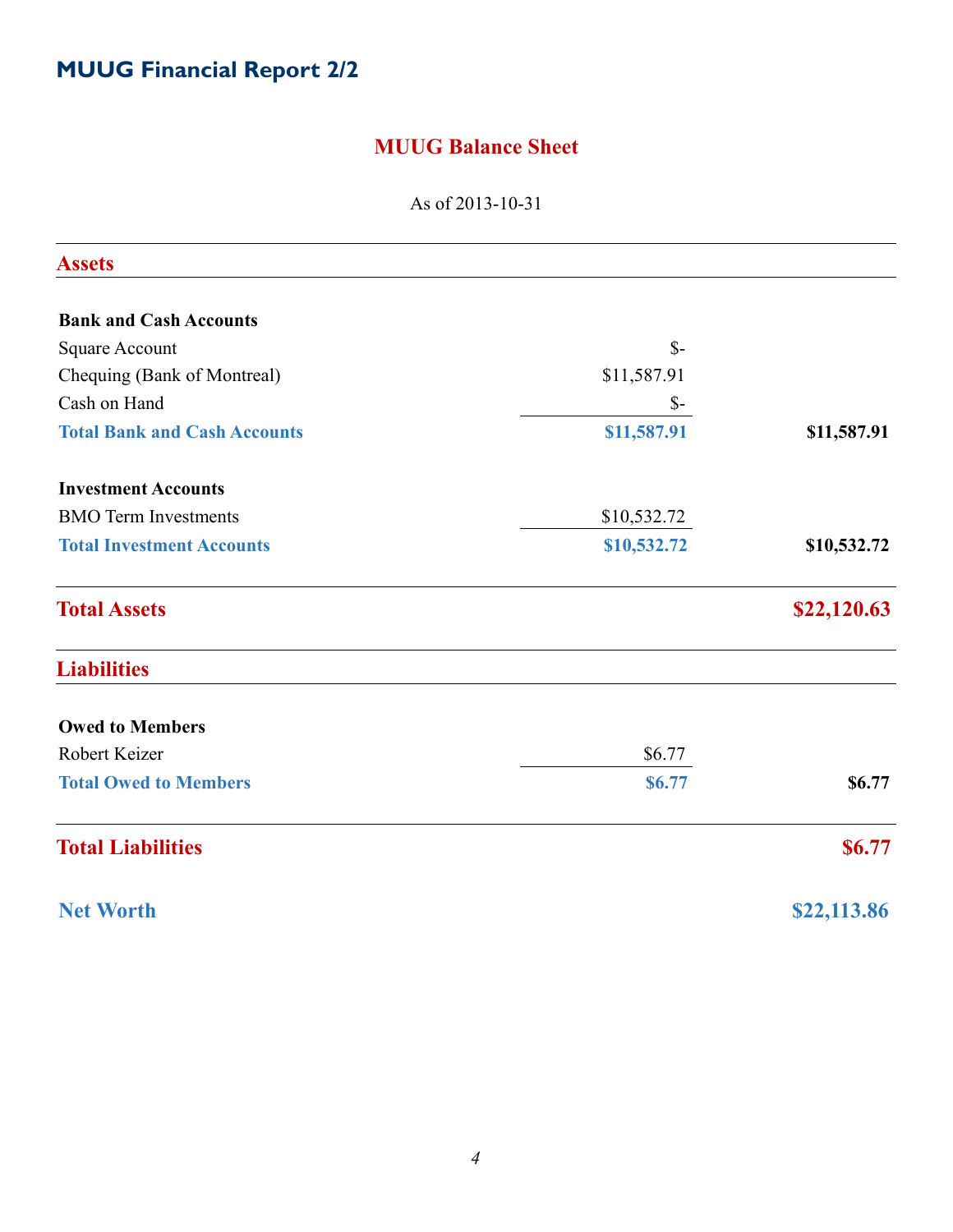# MUUG Financial Report 2/2

## MUUG Balance Sheet

As of 2013-10-31

| | | |
|---|---|---|
| **Assets** | | |
| **Bank and Cash Accounts** | | |
| Square Account | $- | |
| Chequing (Bank of Montreal) | $11,587.91 | |
| Cash on Hand | $- | |
| **Total Bank and Cash Accounts** | **$11,587.91** | **$11,587.91** |
| **Investment Accounts** | | |
| BMO Term Investments | $10,532.72 | |
| **Total Investment Accounts** | **$10,532.72** | **$10,532.72** |
| **Total Assets** | | **$22,120.63** |
| **Liabilities** | | |
| **Owed to Members** | | |
| Robert Keizer | $6.77 | |
| **Total Owed to Members** | **$6.77** | **$6.77** |
| **Total Liabilities** | | **$6.77** |
| **Net Worth** | | **$22,113.86** |